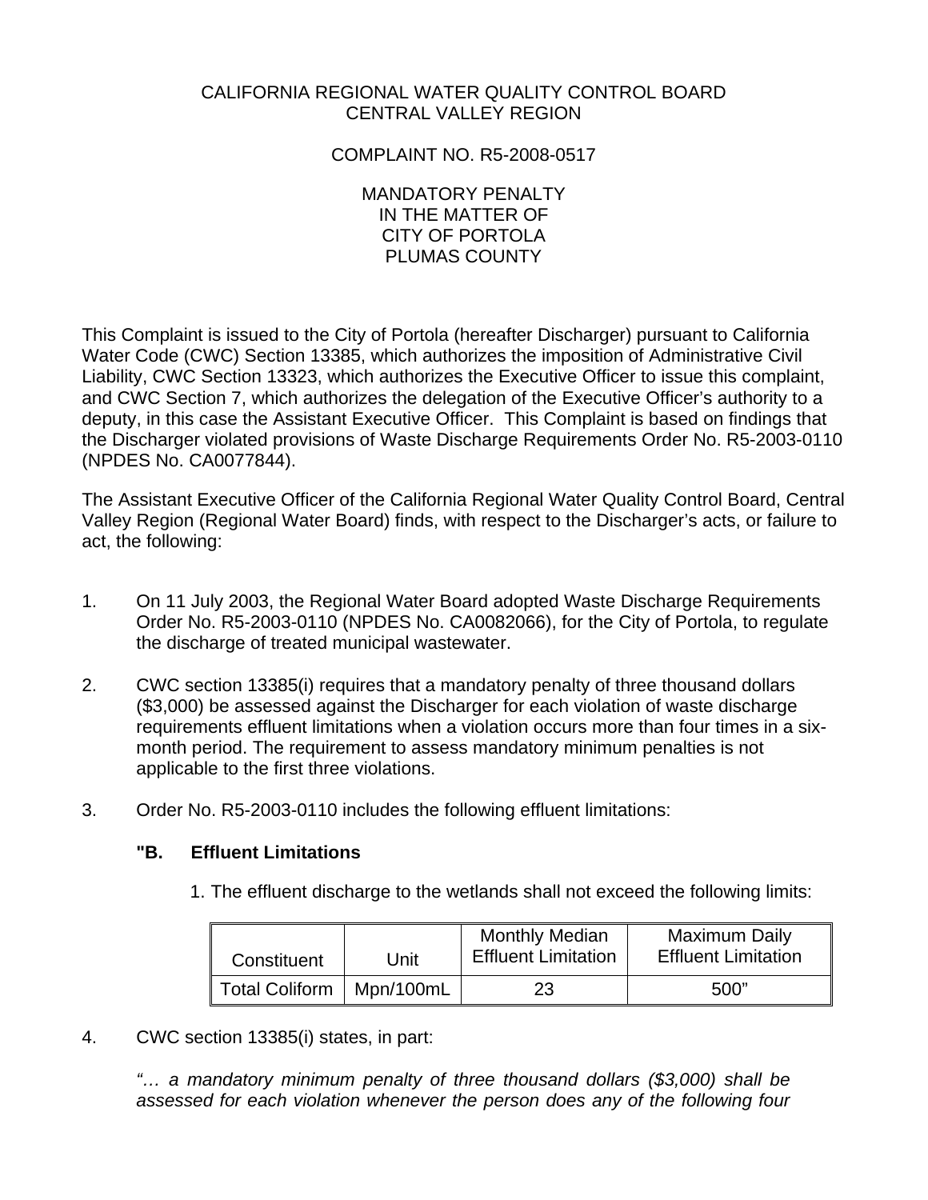CALIFORNIA REGIONAL WATER QUALITY CONTROL BOARD
CENTRAL VALLEY REGION

COMPLAINT NO. R5-2008-0517

MANDATORY PENALTY
IN THE MATTER OF
CITY OF PORTOLA
PLUMAS COUNTY

This Complaint is issued to the City of Portola (hereafter Discharger) pursuant to California Water Code (CWC) Section 13385, which authorizes the imposition of Administrative Civil Liability, CWC Section 13323, which authorizes the Executive Officer to issue this complaint, and CWC Section 7, which authorizes the delegation of the Executive Officer's authority to a deputy, in this case the Assistant Executive Officer. This Complaint is based on findings that the Discharger violated provisions of Waste Discharge Requirements Order No. R5-2003-0110 (NPDES No. CA0077844).

The Assistant Executive Officer of the California Regional Water Quality Control Board, Central Valley Region (Regional Water Board) finds, with respect to the Discharger's acts, or failure to act, the following:

1. On 11 July 2003, the Regional Water Board adopted Waste Discharge Requirements Order No. R5-2003-0110 (NPDES No. CA0082066), for the City of Portola, to regulate the discharge of treated municipal wastewater.

2. CWC section 13385(i) requires that a mandatory penalty of three thousand dollars ($3,000) be assessed against the Discharger for each violation of waste discharge requirements effluent limitations when a violation occurs more than four times in a six-month period. The requirement to assess mandatory minimum penalties is not applicable to the first three violations.

3. Order No. R5-2003-0110 includes the following effluent limitations:

   **"B. Effluent Limitations**

   1. The effluent discharge to the wetlands shall not exceed the following limits:

| Constituent | Unit | Monthly Median Effluent Limitation | Maximum Daily Effluent Limitation |
|---|---|---|---|
| Total Coliform | Mpn/100mL | 23 | 500" |

4. CWC section 13385(i) states, in part:

   *"… a mandatory minimum penalty of three thousand dollars ($3,000) shall be assessed for each violation whenever the person does any of the following four*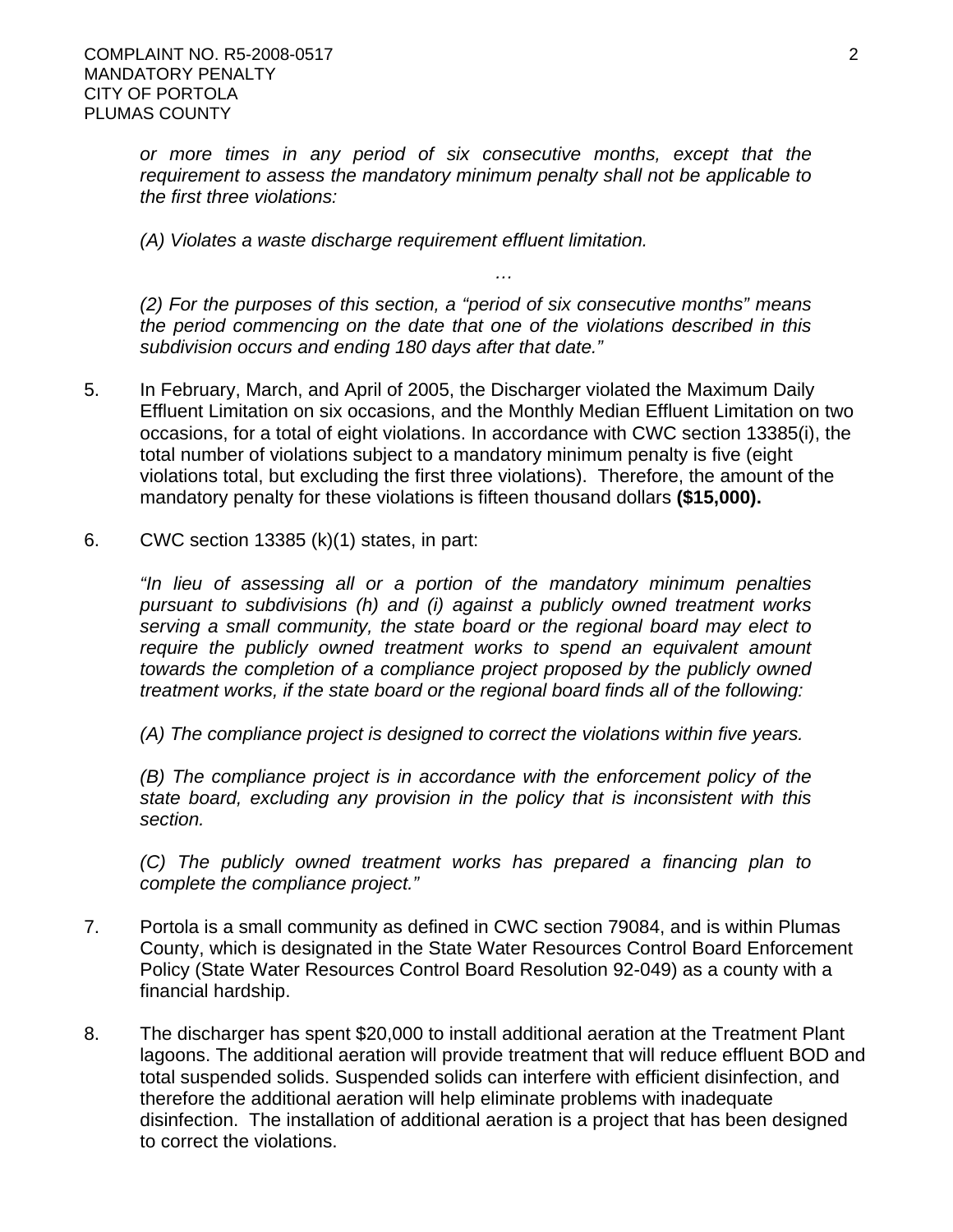*or more times in any period of six consecutive months, except that the requirement to assess the mandatory minimum penalty shall not be applicable to the first three violations:*

*(A) Violates a waste discharge requirement effluent limitation.*

*…*

*(2) For the purposes of this section, a "period of six consecutive months" means the period commencing on the date that one of the violations described in this subdivision occurs and ending 180 days after that date."*

5. In February, March, and April of 2005, the Discharger violated the Maximum Daily Effluent Limitation on six occasions, and the Monthly Median Effluent Limitation on two occasions, for a total of eight violations. In accordance with CWC section 13385(i), the total number of violations subject to a mandatory minimum penalty is five (eight violations total, but excluding the first three violations). Therefore, the amount of the mandatory penalty for these violations is fifteen thousand dollars **($15,000).**

6. CWC section 13385 (k)(1) states, in part:

   *"In lieu of assessing all or a portion of the mandatory minimum penalties pursuant to subdivisions (h) and (i) against a publicly owned treatment works serving a small community, the state board or the regional board may elect to require the publicly owned treatment works to spend an equivalent amount towards the completion of a compliance project proposed by the publicly owned treatment works, if the state board or the regional board finds all of the following:*

   *(A) The compliance project is designed to correct the violations within five years.*

   *(B) The compliance project is in accordance with the enforcement policy of the state board, excluding any provision in the policy that is inconsistent with this section.*

   *(C) The publicly owned treatment works has prepared a financing plan to complete the compliance project."*

7. Portola is a small community as defined in CWC section 79084, and is within Plumas County, which is designated in the State Water Resources Control Board Enforcement Policy (State Water Resources Control Board Resolution 92-049) as a county with a financial hardship.

8. The discharger has spent $20,000 to install additional aeration at the Treatment Plant lagoons. The additional aeration will provide treatment that will reduce effluent BOD and total suspended solids. Suspended solids can interfere with efficient disinfection, and therefore the additional aeration will help eliminate problems with inadequate disinfection. The installation of additional aeration is a project that has been designed to correct the violations.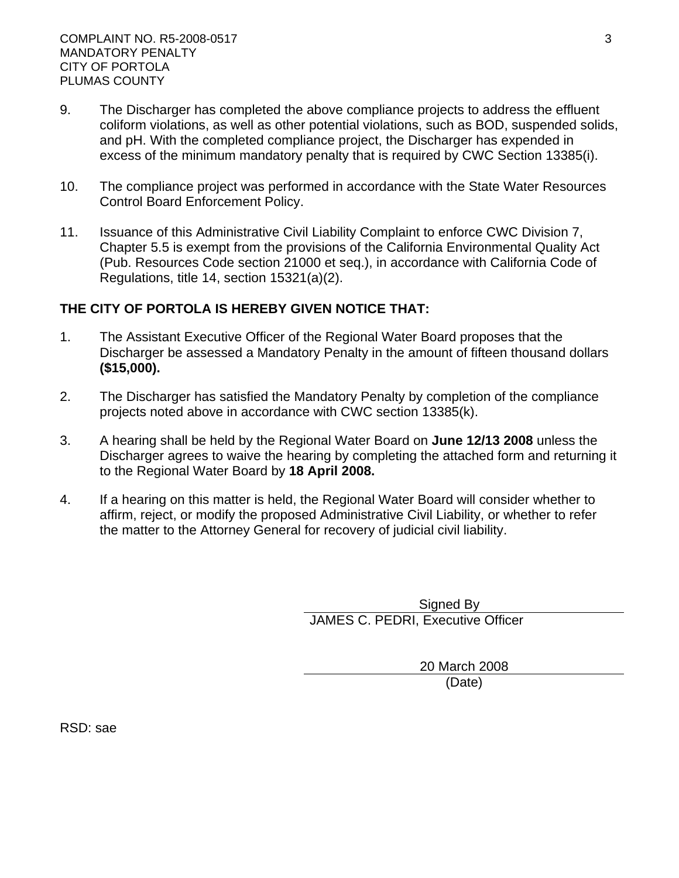9. The Discharger has completed the above compliance projects to address the effluent coliform violations, as well as other potential violations, such as BOD, suspended solids, and pH. With the completed compliance project, the Discharger has expended in excess of the minimum mandatory penalty that is required by CWC Section 13385(i).

10. The compliance project was performed in accordance with the State Water Resources Control Board Enforcement Policy.

11. Issuance of this Administrative Civil Liability Complaint to enforce CWC Division 7, Chapter 5.5 is exempt from the provisions of the California Environmental Quality Act (Pub. Resources Code section 21000 et seq.), in accordance with California Code of Regulations, title 14, section 15321(a)(2).

**THE CITY OF PORTOLA IS HEREBY GIVEN NOTICE THAT:**

1. The Assistant Executive Officer of the Regional Water Board proposes that the Discharger be assessed a Mandatory Penalty in the amount of fifteen thousand dollars **($15,000).**

2. The Discharger has satisfied the Mandatory Penalty by completion of the compliance projects noted above in accordance with CWC section 13385(k).

3. A hearing shall be held by the Regional Water Board on **June 12/13 2008** unless the Discharger agrees to waive the hearing by completing the attached form and returning it to the Regional Water Board by **18 April 2008.**

4. If a hearing on this matter is held, the Regional Water Board will consider whether to affirm, reject, or modify the proposed Administrative Civil Liability, or whether to refer the matter to the Attorney General for recovery of judicial civil liability.

Signed By
JAMES C. PEDRI, Executive Officer

20 March 2008
(Date)

RSD: sae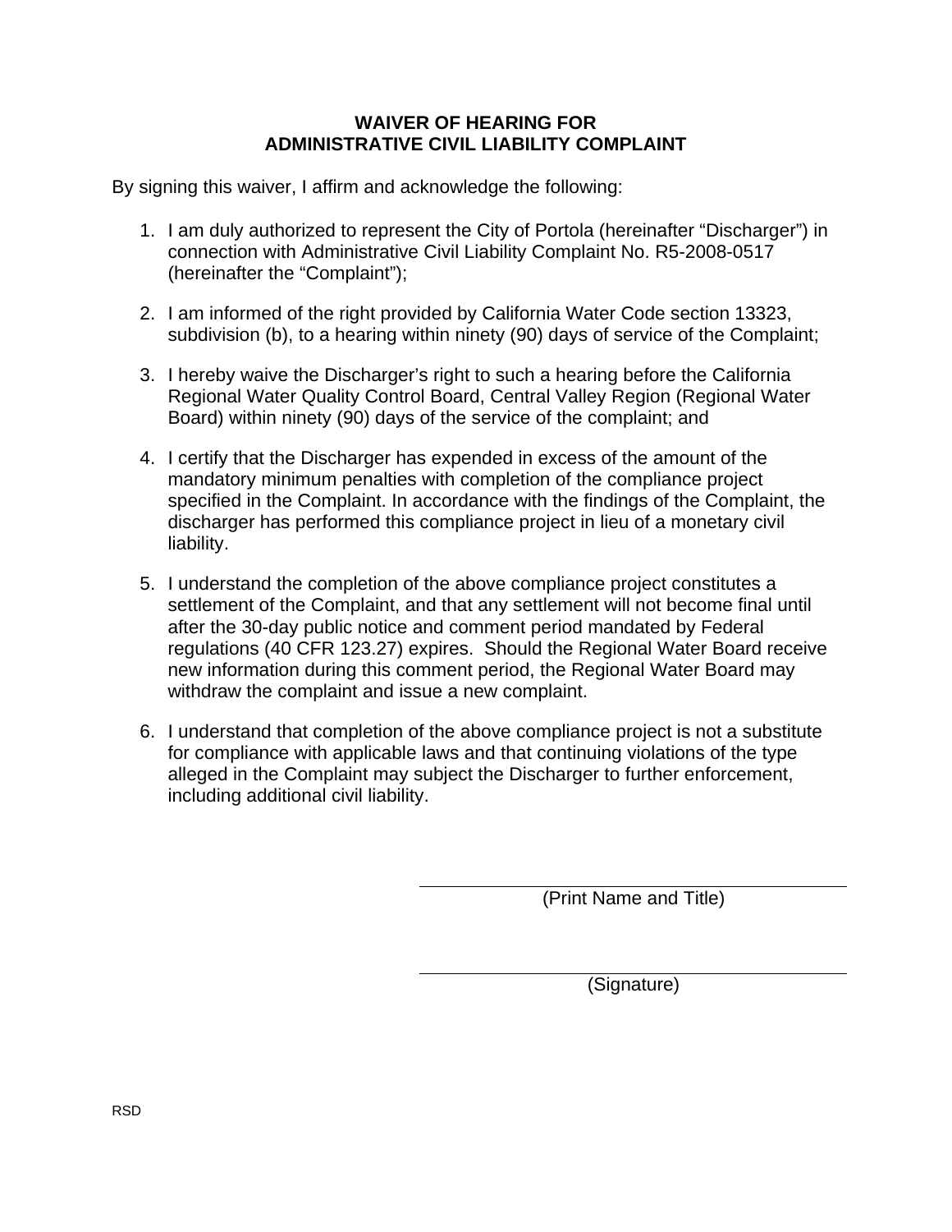**WAIVER OF HEARING FOR**
**ADMINISTRATIVE CIVIL LIABILITY COMPLAINT**

By signing this waiver, I affirm and acknowledge the following:

1. I am duly authorized to represent the City of Portola (hereinafter "Discharger") in connection with Administrative Civil Liability Complaint No. R5-2008-0517 (hereinafter the "Complaint");

2. I am informed of the right provided by California Water Code section 13323, subdivision (b), to a hearing within ninety (90) days of service of the Complaint;

3. I hereby waive the Discharger's right to such a hearing before the California Regional Water Quality Control Board, Central Valley Region (Regional Water Board) within ninety (90) days of the service of the complaint; and

4. I certify that the Discharger has expended in excess of the amount of the mandatory minimum penalties with completion of the compliance project specified in the Complaint. In accordance with the findings of the Complaint, the discharger has performed this compliance project in lieu of a monetary civil liability.

5. I understand the completion of the above compliance project constitutes a settlement of the Complaint, and that any settlement will not become final until after the 30-day public notice and comment period mandated by Federal regulations (40 CFR 123.27) expires. Should the Regional Water Board receive new information during this comment period, the Regional Water Board may withdraw the complaint and issue a new complaint.

6. I understand that completion of the above compliance project is not a substitute for compliance with applicable laws and that continuing violations of the type alleged in the Complaint may subject the Discharger to further enforcement, including additional civil liability.

\_\_\_\_\_\_\_\_\_\_\_\_\_\_\_\_\_\_\_\_\_\_\_\_\_\_\_\_\_\_\_\_\_\_\_\_\_\_\_\_
(Print Name and Title)

\_\_\_\_\_\_\_\_\_\_\_\_\_\_\_\_\_\_\_\_\_\_\_\_\_\_\_\_\_\_\_\_\_\_\_\_\_\_\_\_
(Signature)

RSD